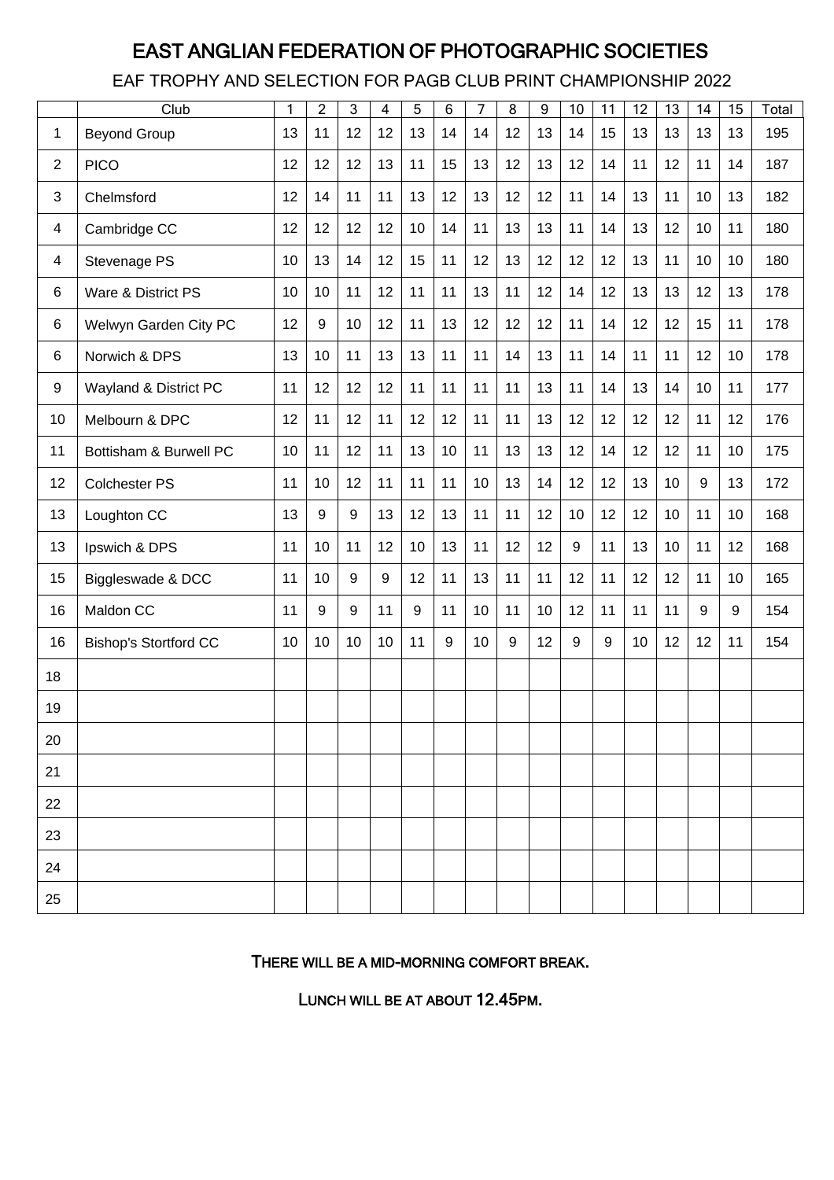# EAST ANGLIAN FEDERATION OF PHOTOGRAPHIC SOCIETIES

## EAF TROPHY AND SELECTION FOR PAGB CLUB PRINT CHAMPIONSHIP 2022

| | Club | 1 | 2 | 3 | 4 | 5 | 6 | 7 | 8 | 9 | 10 | 11 | 12 | 13 | 14 | 15 | Total |
|---|---|---|---|---|---|---|---|---|---|---|---|---|---|---|---|---|---|
| 1 | Beyond Group | 13 | 11 | 12 | 12 | 13 | 14 | 14 | 12 | 13 | 14 | 15 | 13 | 13 | 13 | 13 | 195 |
| 2 | PICO | 12 | 12 | 12 | 13 | 11 | 15 | 13 | 12 | 13 | 12 | 14 | 11 | 12 | 11 | 14 | 187 |
| 3 | Chelmsford | 12 | 14 | 11 | 11 | 13 | 12 | 13 | 12 | 12 | 11 | 14 | 13 | 11 | 10 | 13 | 182 |
| 4 | Cambridge CC | 12 | 12 | 12 | 12 | 10 | 14 | 11 | 13 | 13 | 11 | 14 | 13 | 12 | 10 | 11 | 180 |
| 4 | Stevenage PS | 10 | 13 | 14 | 12 | 15 | 11 | 12 | 13 | 12 | 12 | 12 | 13 | 11 | 10 | 10 | 180 |
| 6 | Ware & District PS | 10 | 10 | 11 | 12 | 11 | 11 | 13 | 11 | 12 | 14 | 12 | 13 | 13 | 12 | 13 | 178 |
| 6 | Welwyn Garden City PC | 12 | 9 | 10 | 12 | 11 | 13 | 12 | 12 | 12 | 11 | 14 | 12 | 12 | 15 | 11 | 178 |
| 6 | Norwich & DPS | 13 | 10 | 11 | 13 | 13 | 11 | 11 | 14 | 13 | 11 | 14 | 11 | 11 | 12 | 10 | 178 |
| 9 | Wayland & District PC | 11 | 12 | 12 | 12 | 11 | 11 | 11 | 11 | 13 | 11 | 14 | 13 | 14 | 10 | 11 | 177 |
| 10 | Melbourn & DPC | 12 | 11 | 12 | 11 | 12 | 12 | 11 | 11 | 13 | 12 | 12 | 12 | 12 | 11 | 12 | 176 |
| 11 | Bottisham & Burwell PC | 10 | 11 | 12 | 11 | 13 | 10 | 11 | 13 | 13 | 12 | 14 | 12 | 12 | 11 | 10 | 175 |
| 12 | Colchester PS | 11 | 10 | 12 | 11 | 11 | 11 | 10 | 13 | 14 | 12 | 12 | 13 | 10 | 9 | 13 | 172 |
| 13 | Loughton CC | 13 | 9 | 9 | 13 | 12 | 13 | 11 | 11 | 12 | 10 | 12 | 12 | 10 | 11 | 10 | 168 |
| 13 | Ipswich & DPS | 11 | 10 | 11 | 12 | 10 | 13 | 11 | 12 | 12 | 9 | 11 | 13 | 10 | 11 | 12 | 168 |
| 15 | Biggleswade & DCC | 11 | 10 | 9 | 9 | 12 | 11 | 13 | 11 | 11 | 12 | 11 | 12 | 12 | 11 | 10 | 165 |
| 16 | Maldon CC | 11 | 9 | 9 | 11 | 9 | 11 | 10 | 11 | 10 | 12 | 11 | 11 | 11 | 9 | 9 | 154 |
| 16 | Bishop's Stortford CC | 10 | 10 | 10 | 10 | 11 | 9 | 10 | 9 | 12 | 9 | 9 | 10 | 12 | 12 | 11 | 154 |
| 18 | | | | | | | | | | | | | | | | | |
| 19 | | | | | | | | | | | | | | | | | |
| 20 | | | | | | | | | | | | | | | | | |
| 21 | | | | | | | | | | | | | | | | | |
| 22 | | | | | | | | | | | | | | | | | |
| 23 | | | | | | | | | | | | | | | | | |
| 24 | | | | | | | | | | | | | | | | | |
| 25 | | | | | | | | | | | | | | | | | |

**THERE WILL BE A MID-MORNING COMFORT BREAK.**

**LUNCH WILL BE AT ABOUT 12.45PM.**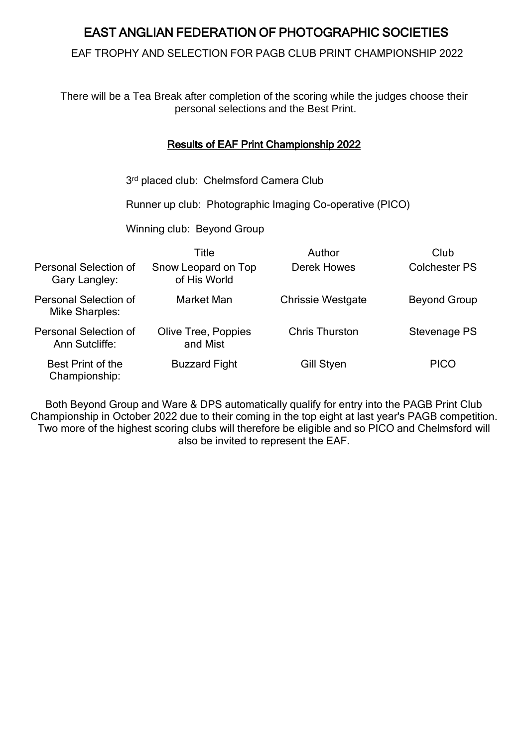# EAST ANGLIAN FEDERATION OF PHOTOGRAPHIC SOCIETIES

EAF TROPHY AND SELECTION FOR PAGB CLUB PRINT CHAMPIONSHIP 2022

There will be a Tea Break after completion of the scoring while the judges choose their personal selections and the Best Print.

## Results of EAF Print Championship 2022

3rd placed club: Chelmsford Camera Club

Runner up club: Photographic Imaging Co-operative (PICO)

Winning club: Beyond Group

| | Title | Author | Club |
|---|---|---|---|
| Personal Selection of Gary Langley: | Snow Leopard on Top of His World | Derek Howes | Colchester PS |
| Personal Selection of Mike Sharples: | Market Man | Chrissie Westgate | Beyond Group |
| Personal Selection of Ann Sutcliffe: | Olive Tree, Poppies and Mist | Chris Thurston | Stevenage PS |
| Best Print of the Championship: | Buzzard Fight | Gill Styen | PICO |

Both Beyond Group and Ware & DPS automatically qualify for entry into the PAGB Print Club Championship in October 2022 due to their coming in the top eight at last year's PAGB competition. Two more of the highest scoring clubs will therefore be eligible and so PICO and Chelmsford will also be invited to represent the EAF.